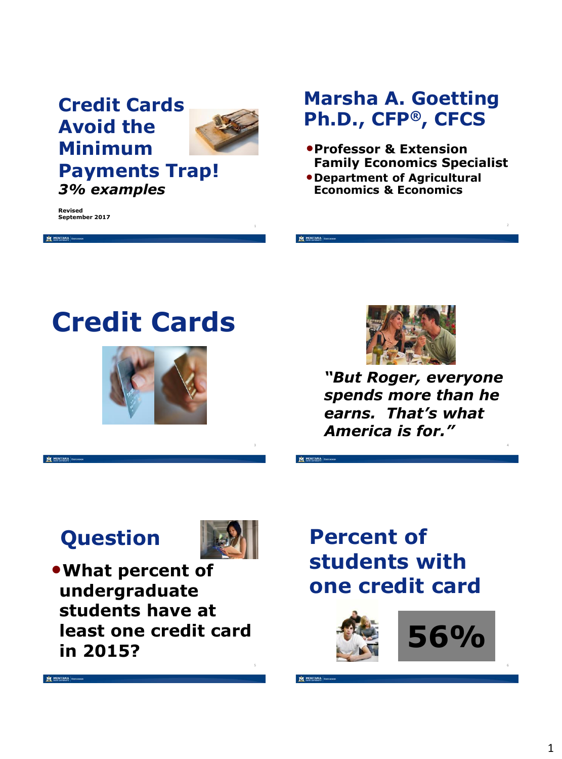## Credit Cards Avoid the Minimum Payments Trap!

*3% examples*

**Revised September 2017**

## Marsha A. Goetting Ph.D., CFP®, CFCS

- **Professor & Extension Family Economics Specialist**
- **Department of Agricultural Economics & Economics**

## Credit Cards

***"But Roger, everyone spends more than he earns. That's what America is for."***

## Question

- **What percent of undergraduate students have at least one credit card in 2015?**

## Percent of students with one credit card

**56%**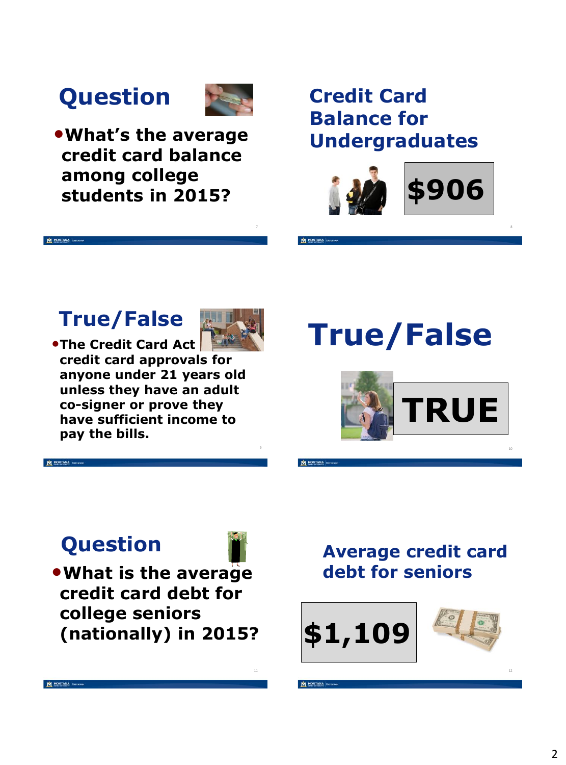## Question

- What's the average credit card balance among college students in 2015?

## Credit Card Balance for Undergraduates

**$906**

## True/False

- The Credit Card Act credit card approvals for anyone under 21 years old unless they have an adult co-signer or prove they have sufficient income to pay the bills.

## True/False

**TRUE**

## Question

- What is the average credit card debt for college seniors (nationally) in 2015?

## Average credit card debt for seniors

**$1,109**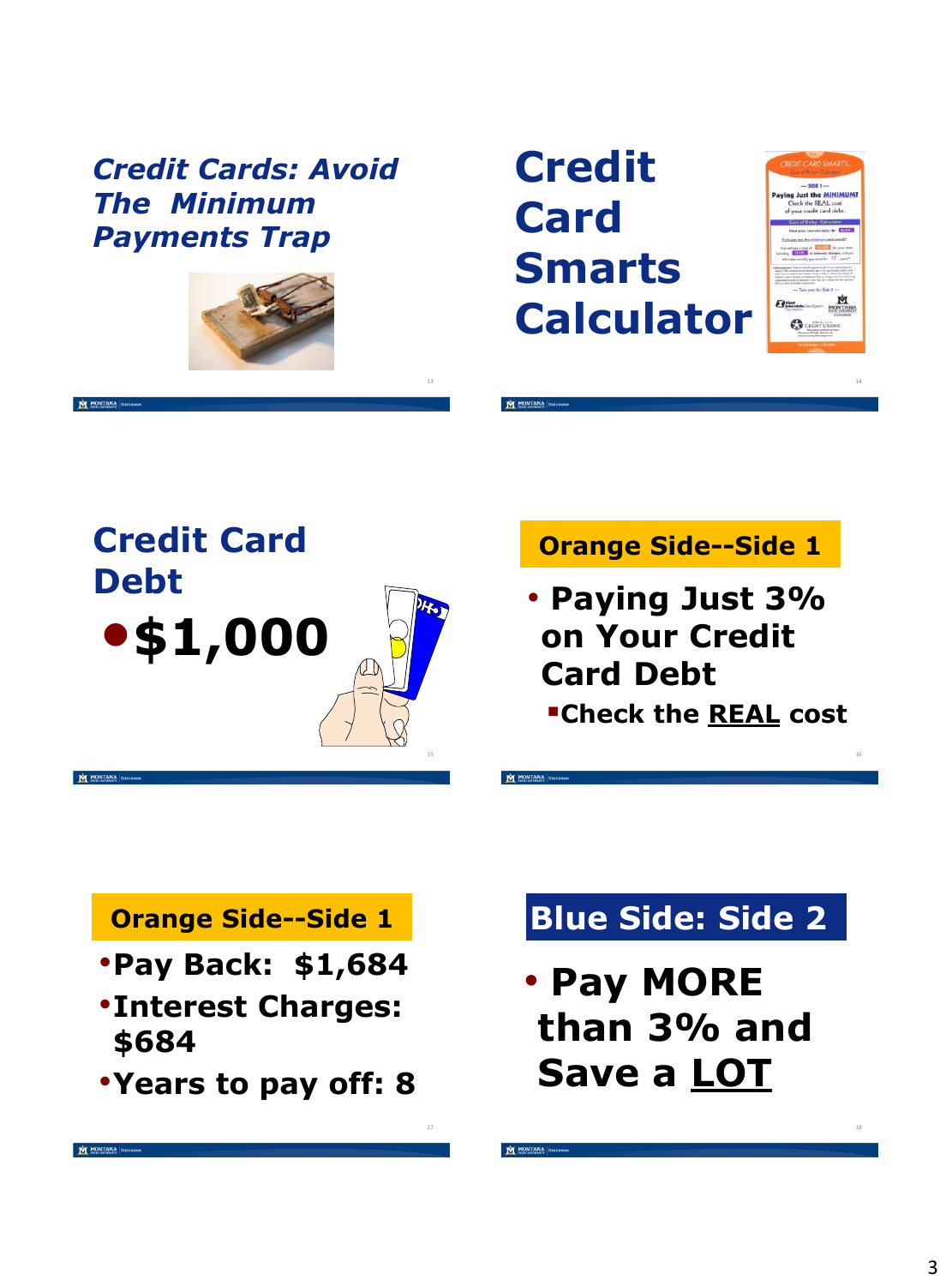## *Credit Cards: Avoid The Minimum Payments Trap*

## Credit Card Smarts Calculator

## Credit Card Debt

- **$1,000**

## Orange Side--Side 1

- **Paying Just 3% on Your Credit Card Debt**
  - **Check the <u>REAL</u> cost**

## Orange Side--Side 1

- **Pay Back: $1,684**
- **Interest Charges: $684**
- **Years to pay off: 8**

## Blue Side: Side 2

- **Pay MORE than 3% and Save a <u>LOT</u>**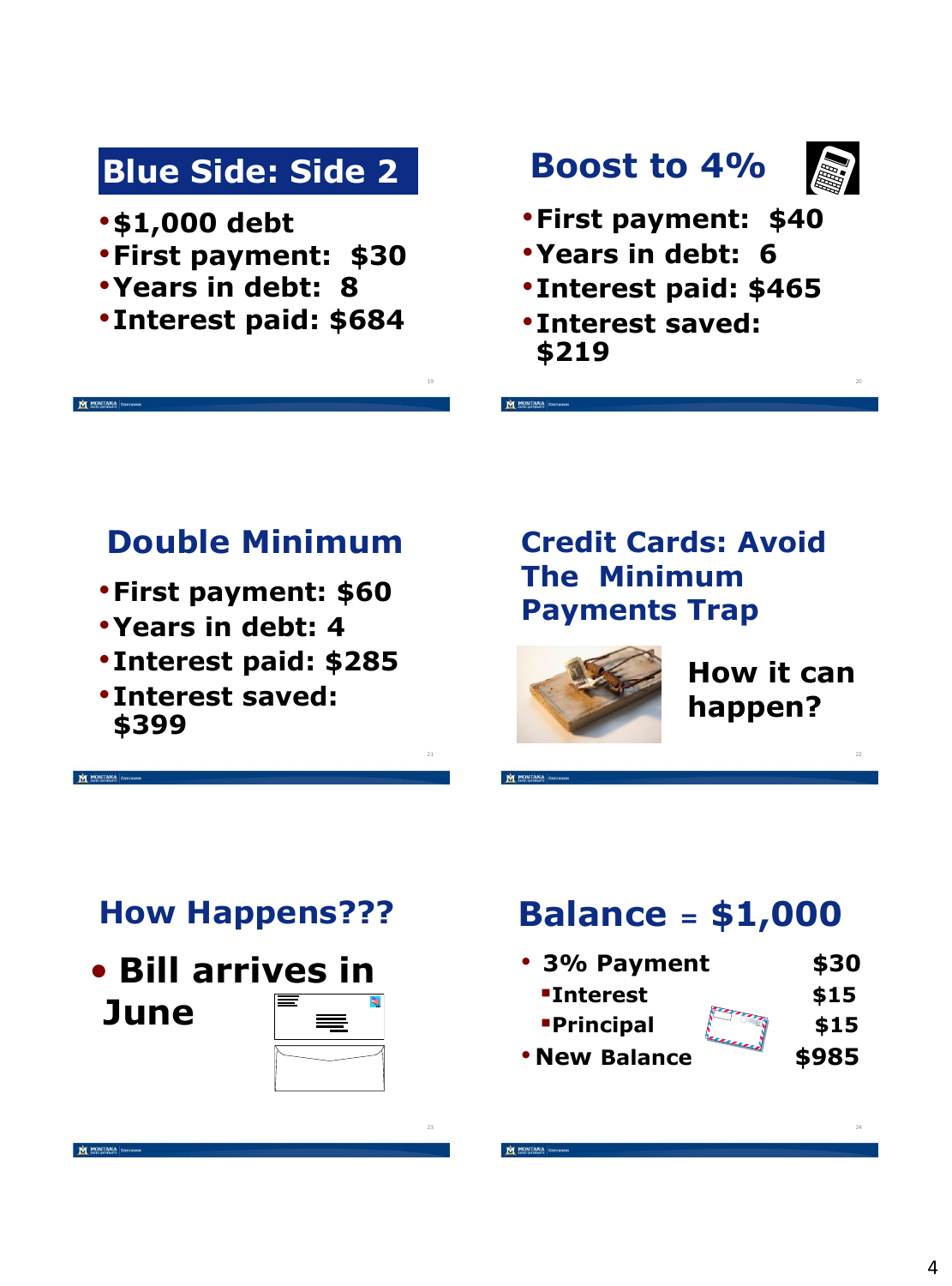## Blue Side: Side 2

- $1,000 debt
- First payment: $30
- Years in debt: 8
- Interest paid: $684

## Boost to 4%

- First payment: $40
- Years in debt: 6
- Interest paid: $465
- Interest saved: $219

## Double Minimum

- First payment: $60
- Years in debt: 4
- Interest paid: $285
- Interest saved: $399

## Credit Cards: Avoid The Minimum Payments Trap

How it can happen?

## How Happens???

- Bill arrives in June

## Balance = $1,000

- 3% Payment $30
  - Interest $15
  - Principal $15
- New Balance $985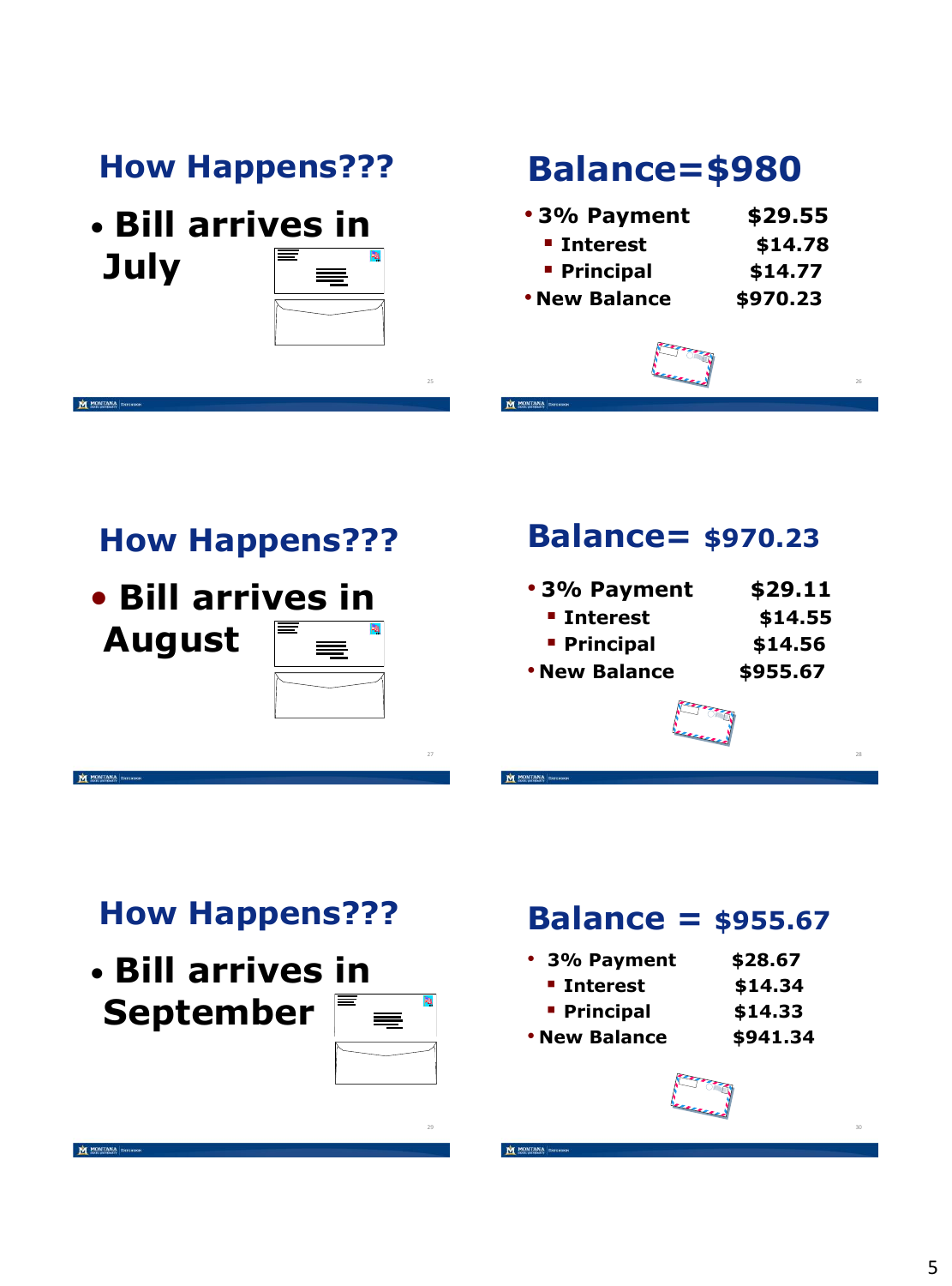## How Happens???

- Bill arrives in July

## Balance=$980

- 3% Payment $29.55
  - Interest $14.78
  - Principal $14.77
- New Balance $970.23

## How Happens???

- Bill arrives in August

## Balance= $970.23

- 3% Payment $29.11
  - Interest $14.55
  - Principal $14.56
- New Balance $955.67

## How Happens???

- Bill arrives in September

## Balance = $955.67

- 3% Payment $28.67
  - Interest $14.34
  - Principal $14.33
- New Balance $941.34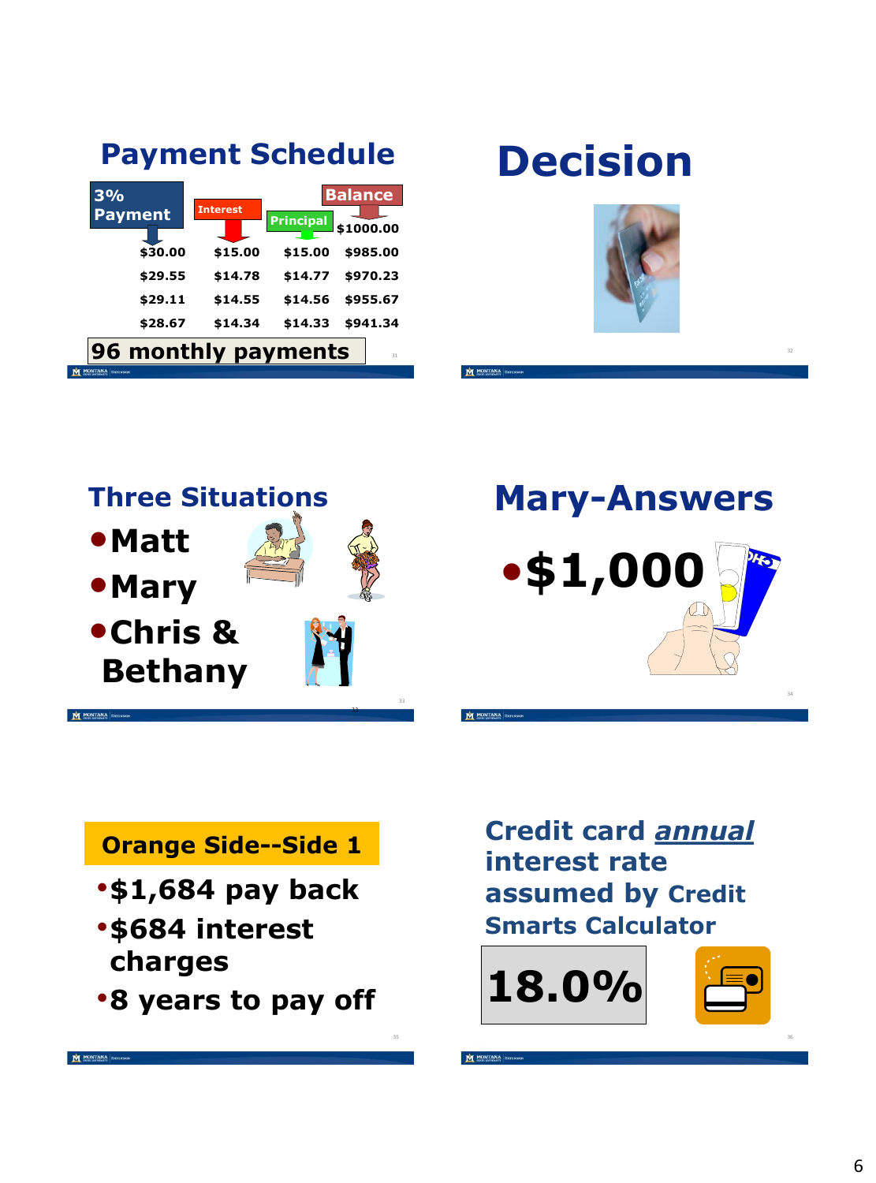## Payment Schedule

| 3% Payment | Interest | Principal | Balance |
|---|---|---|---|
| | | | $1000.00 |
| $30.00 | $15.00 | $15.00 | $985.00 |
| $29.55 | $14.78 | $14.77 | $970.23 |
| $29.11 | $14.55 | $14.56 | $955.67 |
| $28.67 | $14.34 | $14.33 | $941.34 |

**96 monthly payments**

# Decision

## Three Situations

- **Matt**
- **Mary**
- **Chris & Bethany**

# Mary-Answers

- **$1,000**

## Orange Side--Side 1

- **$1,684 pay back**
- **$684 interest charges**
- **8 years to pay off**

## Credit card ***annual*** interest rate assumed by Credit Smarts Calculator

**18.0%**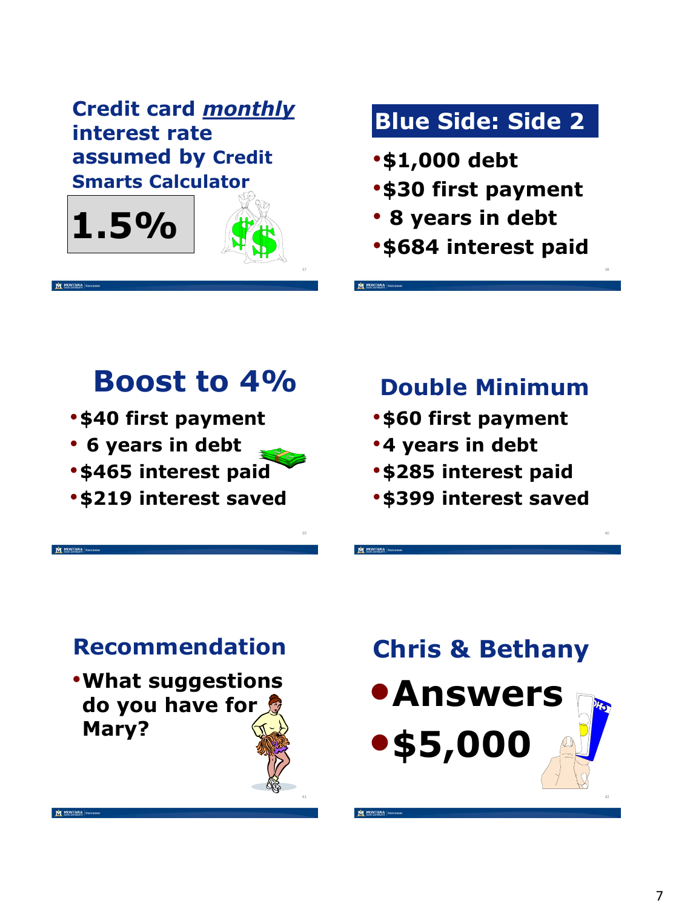## Credit card *monthly* interest rate assumed by Credit Smarts Calculator

**1.5%**

## Blue Side: Side 2

- $1,000 debt
- $30 first payment
- 8 years in debt
- $684 interest paid

## Boost to 4%

- $40 first payment
- 6 years in debt
- $465 interest paid
- $219 interest saved

## Double Minimum

- $60 first payment
- 4 years in debt
- $285 interest paid
- $399 interest saved

## Recommendation

- What suggestions do you have for Mary?

## Chris & Bethany

- Answers
- $5,000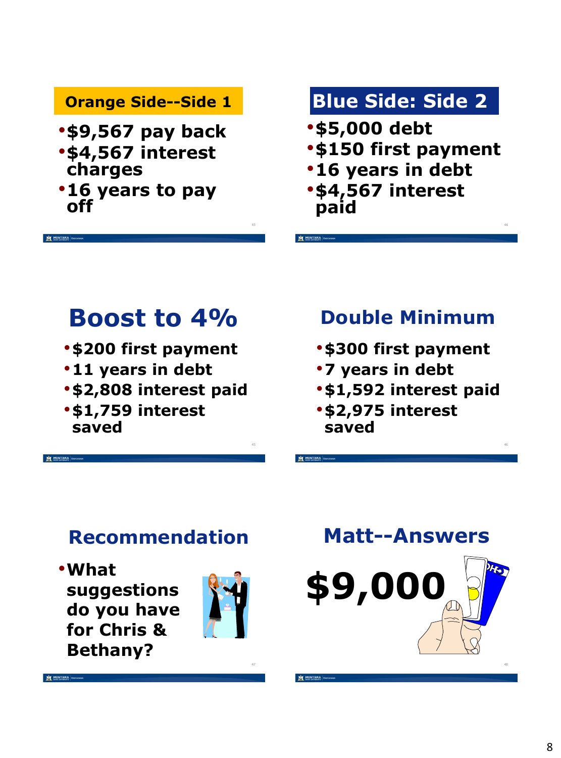## Orange Side--Side 1

- $9,567 pay back
- $4,567 interest charges
- 16 years to pay off

## Blue Side: Side 2

- $5,000 debt
- $150 first payment
- 16 years in debt
- $4,567 interest paid

## Boost to 4%

- $200 first payment
- 11 years in debt
- $2,808 interest paid
- $1,759 interest saved

## Double Minimum

- $300 first payment
- 7 years in debt
- $1,592 interest paid
- $2,975 interest saved

## Recommendation

- What suggestions do you have for Chris & Bethany?

## Matt--Answers

**$9,000**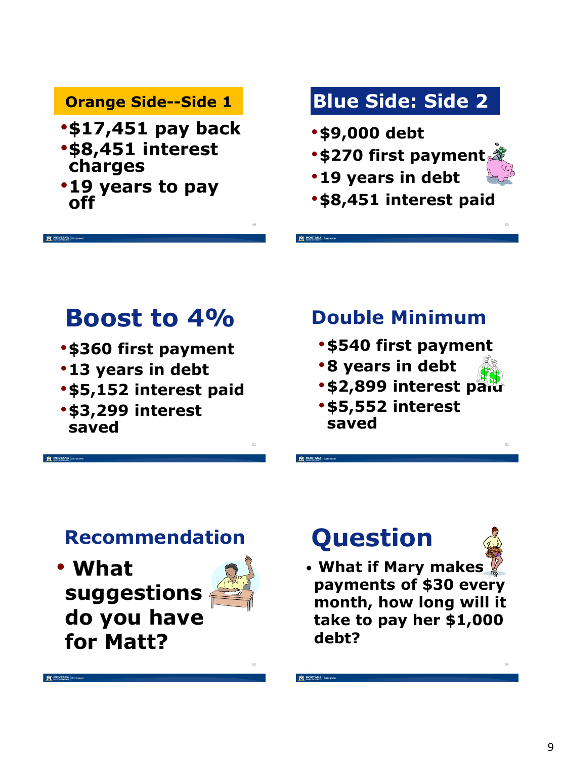## Orange Side--Side 1

- $17,451 pay back
- $8,451 interest charges
- 19 years to pay off

## Blue Side: Side 2

- $9,000 debt
- $270 first payment
- 19 years in debt
- $8,451 interest paid

## Boost to 4%

- $360 first payment
- 13 years in debt
- $5,152 interest paid
- $3,299 interest saved

## Double Minimum

- $540 first payment
- 8 years in debt
- $2,899 interest paid
- $5,552 interest saved

## Recommendation

- What suggestions do you have for Matt?

## Question

- What if Mary makes payments of $30 every month, how long will it take to pay her $1,000 debt?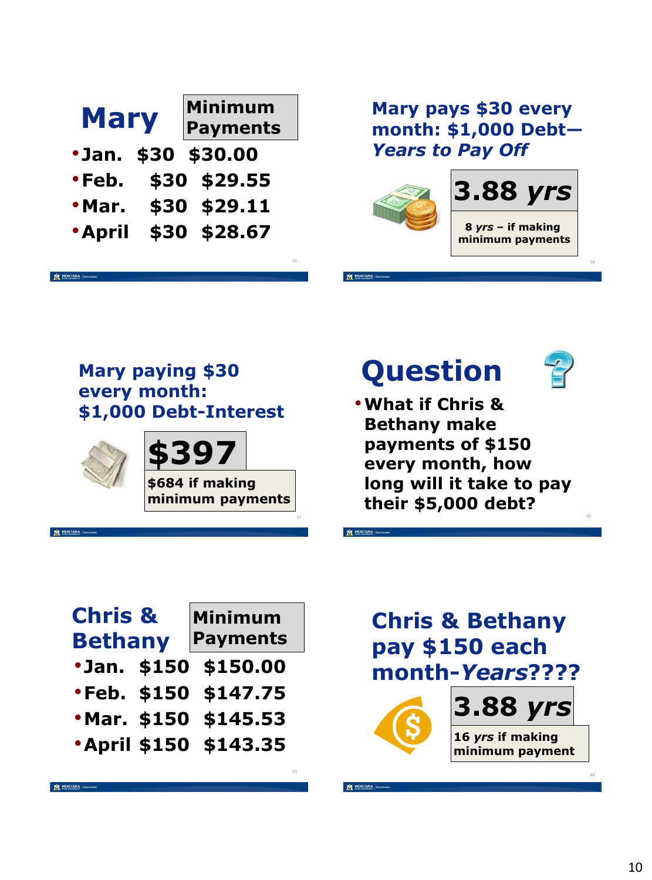## Mary

| | | Minimum Payments |
|---|---|---|
| Jan. | $30 | $30.00 |
| Feb. | $30 | $29.55 |
| Mar. | $30 | $29.11 |
| April | $30 | $28.67 |

## Mary pays $30 every month: $1,000 Debt—*Years to Pay Off*

**3.88 *yrs***

8 *yrs* – if making minimum payments

## Mary paying $30 every month: $1,000 Debt-Interest

**$397**

$684 if making minimum payments

## Question

- What if Chris & Bethany make payments of $150 every month, how long will it take to pay their $5,000 debt?

## Chris & Bethany

| | | Minimum Payments |
|---|---|---|
| Jan. | $150 | $150.00 |
| Feb. | $150 | $147.75 |
| Mar. | $150 | $145.53 |
| April | $150 | $143.35 |

## Chris & Bethany pay $150 each month-*Years*????

**3.88 *yrs***

16 *yrs* if making minimum payment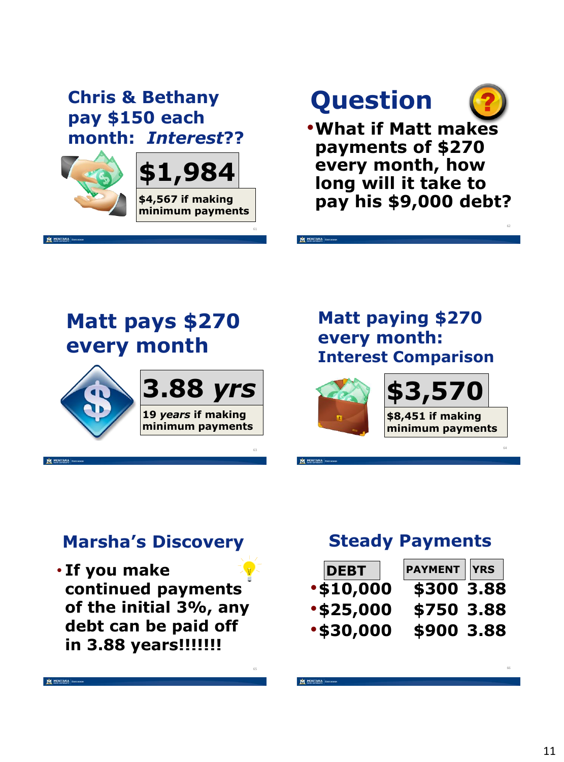## Chris & Bethany pay $150 each month: *Interest*??

**$1,984**

**$4,567 if making minimum payments**

## Question

- **What if Matt makes payments of $270 every month, how long will it take to pay his $9,000 debt?**

## Matt pays $270 every month

**3.88 *yrs***

**19 *years* if making minimum payments**

## Matt paying $270 every month: Interest Comparison

**$3,570**

**$8,451 if making minimum payments**

## Marsha's Discovery

- **If you make continued payments of the initial 3%, any debt can be paid off in 3.88 years!!!!!!!**

## Steady Payments

| DEBT | PAYMENT | YRS |
|---|---|---|
| $10,000 | $300 | 3.88 |
| $25,000 | $750 | 3.88 |
| $30,000 | $900 | 3.88 |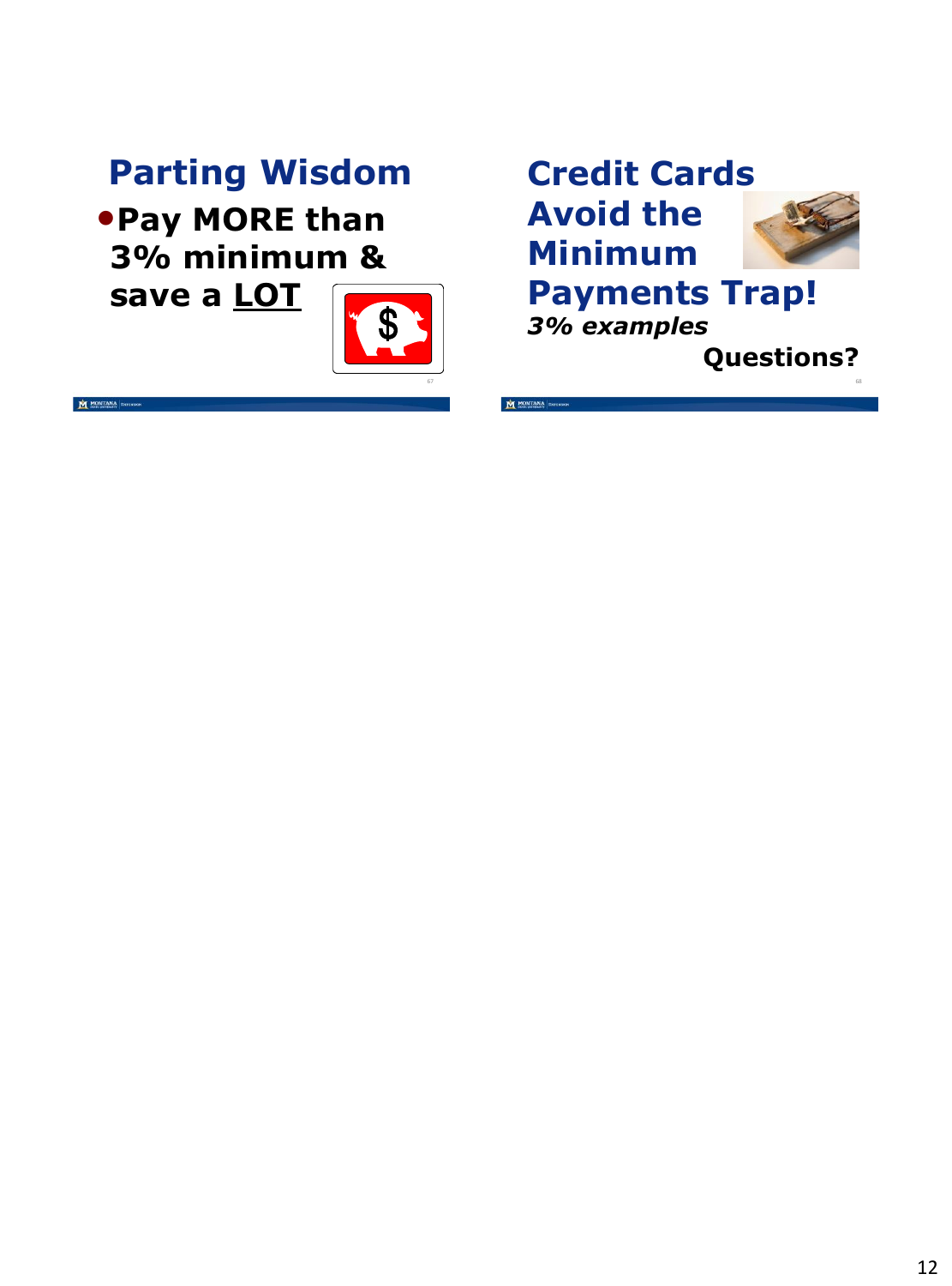## Parting Wisdom

- **Pay MORE than 3% minimum & save a <u>LOT</u>**

## Credit Cards Avoid the Minimum Payments Trap!

***3% examples***

**Questions?**